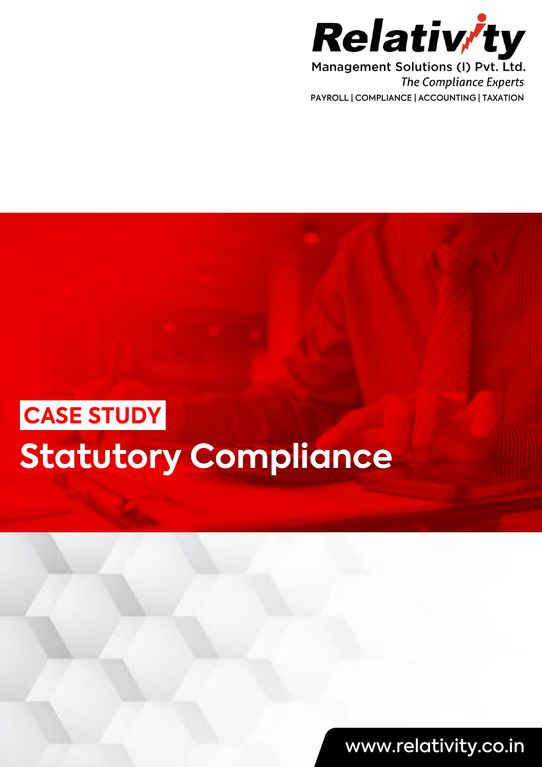Relativity

Management Solutions (I) Pvt. Ltd.

*The Compliance Experts*

PAYROLL | COMPLIANCE | ACCOUNTING | TAXATION

**CASE STUDY**

# Statutory Compliance

www.relativity.co.in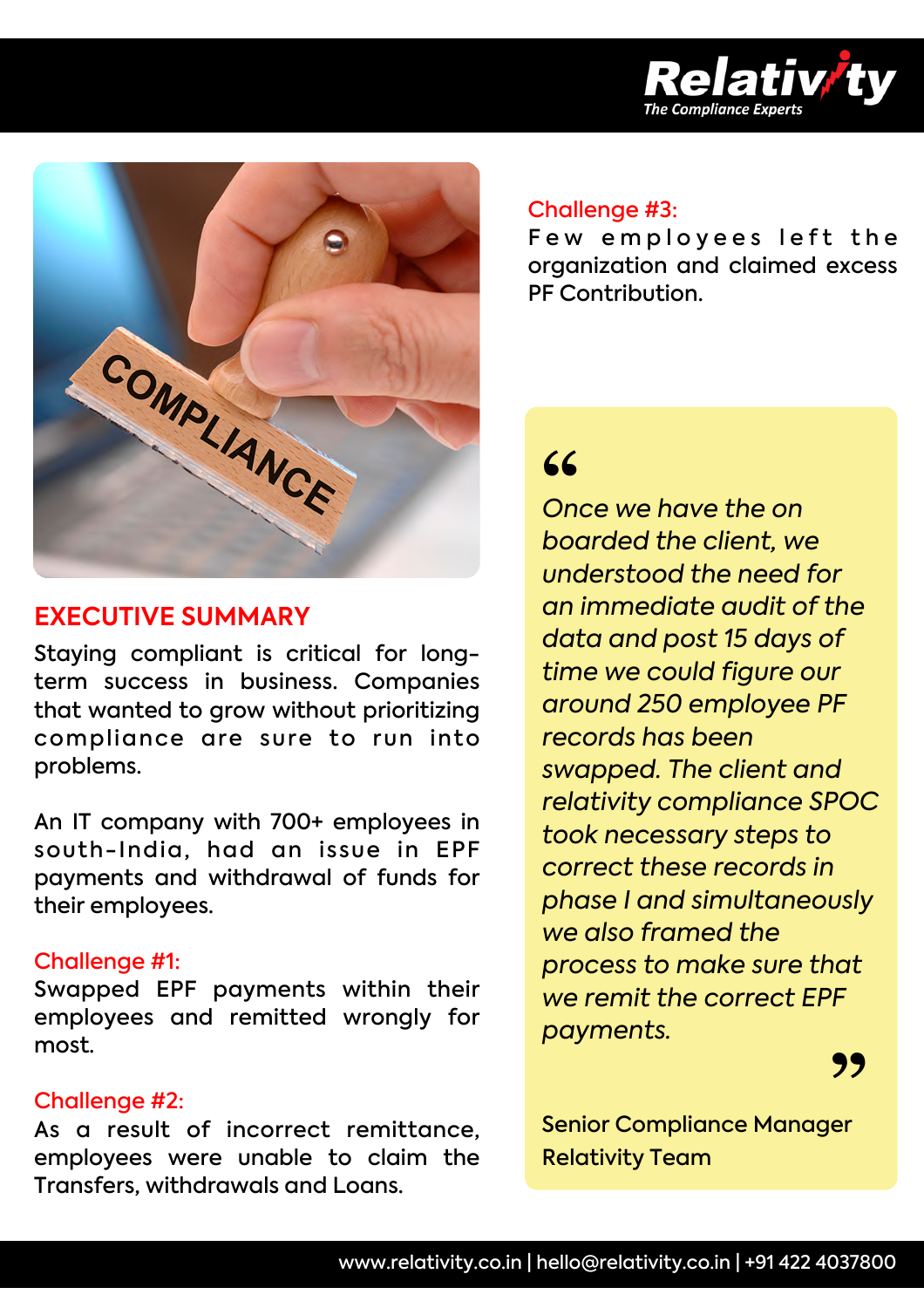## EXECUTIVE SUMMARY

Staying compliant is critical for long-term success in business. Companies that wanted to grow without prioritizing compliance are sure to run into problems.

An IT company with 700+ employees in south-India, had an issue in EPF payments and withdrawal of funds for their employees.

**Challenge #1:**
Swapped EPF payments within their employees and remitted wrongly for most.

**Challenge #2:**
As a result of incorrect remittance, employees were unable to claim the Transfers, withdrawals and Loans.

**Challenge #3:**
Few employees left the organization and claimed excess PF Contribution.

> *"Once we have the on boarded the client, we understood the need for an immediate audit of the data and post 15 days of time we could figure our around 250 employee PF records has been swapped. The client and relativity compliance SPOC took necessary steps to correct these records in phase I and simultaneously we also framed the process to make sure that we remit the correct EPF payments."*
>
> Senior Compliance Manager
> Relativity Team

www.relativity.co.in | hello@relativity.co.in | +91 422 4037800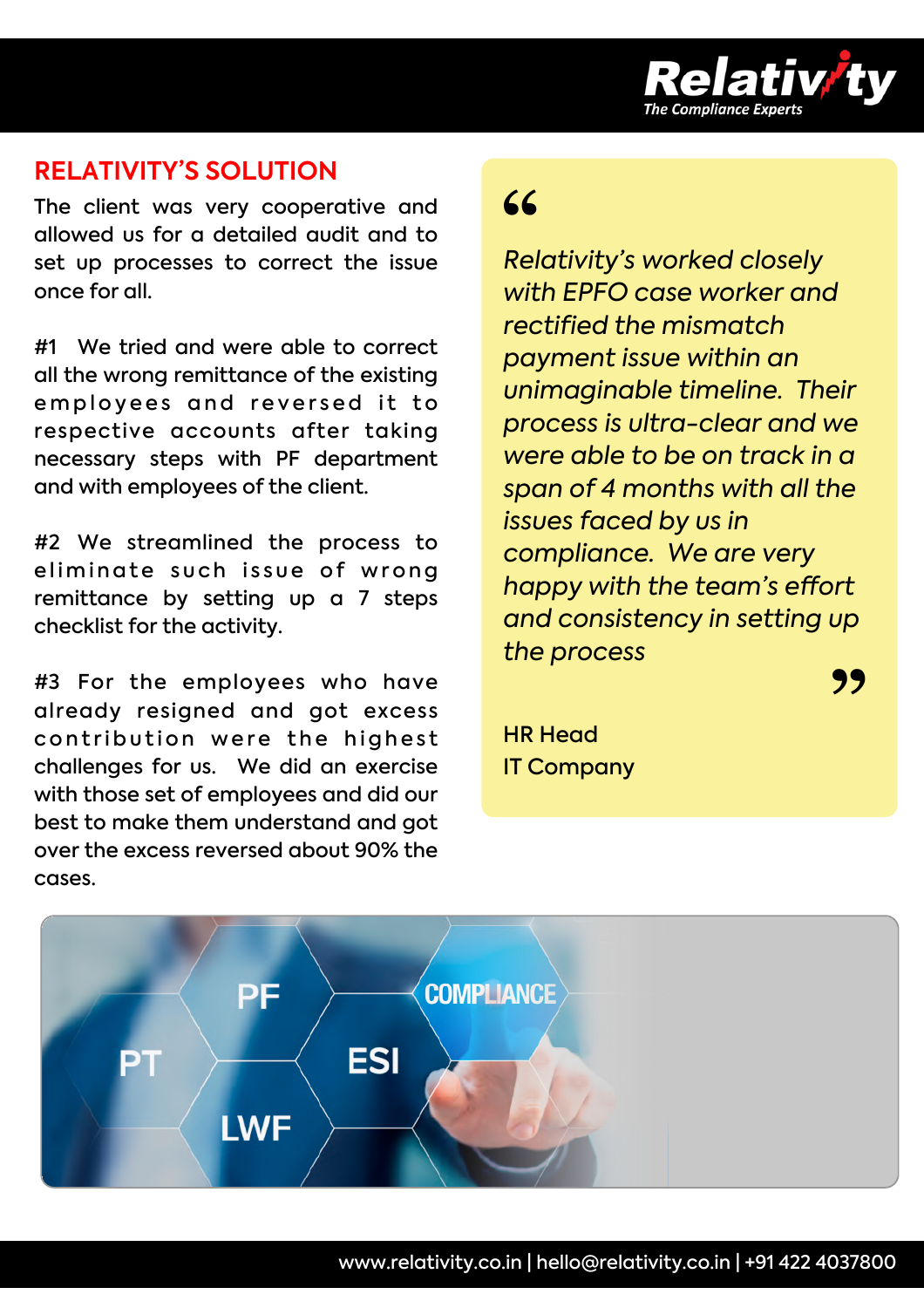## RELATIVITY'S SOLUTION

The client was very cooperative and allowed us for a detailed audit and to set up processes to correct the issue once for all.

#1 We tried and were able to correct all the wrong remittance of the existing employees and reversed it to respective accounts after taking necessary steps with PF department and with employees of the client.

#2 We streamlined the process to eliminate such issue of wrong remittance by setting up a 7 steps checklist for the activity.

#3 For the employees who have already resigned and got excess contribution were the highest challenges for us. We did an exercise with those set of employees and did our best to make them understand and got over the excess reversed about 90% the cases.

> *Relativity's worked closely with EPFO case worker and rectified the mismatch payment issue within an unimaginable timeline. Their process is ultra-clear and we were able to be on track in a span of 4 months with all the issues faced by us in compliance. We are very happy with the team's effort and consistency in setting up the process*
>
> HR Head
> IT Company